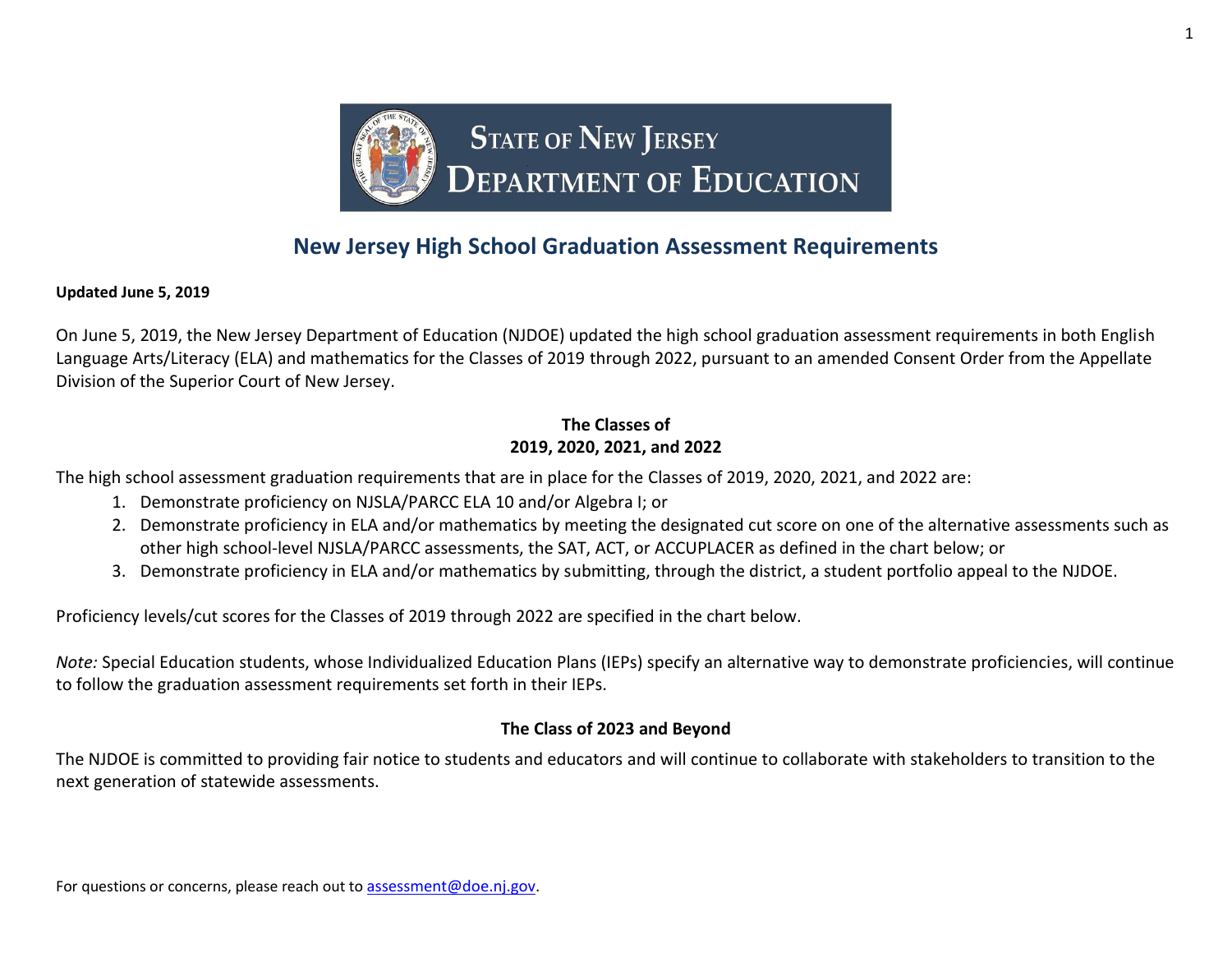State of New Jersey
Department of Education

# New Jersey High School Graduation Assessment Requirements

**Updated June 5, 2019**

On June 5, 2019, the New Jersey Department of Education (NJDOE) updated the high school graduation assessment requirements in both English Language Arts/Literacy (ELA) and mathematics for the Classes of 2019 through 2022, pursuant to an amended Consent Order from the Appellate Division of the Superior Court of New Jersey.

## The Classes of 2019, 2020, 2021, and 2022

The high school assessment graduation requirements that are in place for the Classes of 2019, 2020, 2021, and 2022 are:

1. Demonstrate proficiency on NJSLA/PARCC ELA 10 and/or Algebra I; or
2. Demonstrate proficiency in ELA and/or mathematics by meeting the designated cut score on one of the alternative assessments such as other high school-level NJSLA/PARCC assessments, the SAT, ACT, or ACCUPLACER as defined in the chart below; or
3. Demonstrate proficiency in ELA and/or mathematics by submitting, through the district, a student portfolio appeal to the NJDOE.

Proficiency levels/cut scores for the Classes of 2019 through 2022 are specified in the chart below.

*Note:* Special Education students, whose Individualized Education Plans (IEPs) specify an alternative way to demonstrate proficiencies, will continue to follow the graduation assessment requirements set forth in their IEPs.

## The Class of 2023 and Beyond

The NJDOE is committed to providing fair notice to students and educators and will continue to collaborate with stakeholders to transition to the next generation of statewide assessments.

For questions or concerns, please reach out to assessment@doe.nj.gov.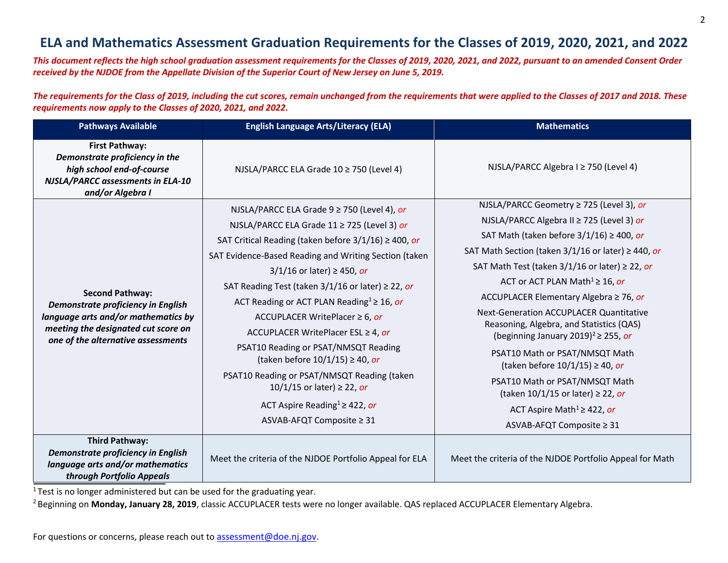# ELA and Mathematics Assessment Graduation Requirements for the Classes of 2019, 2020, 2021, and 2022

***This document reflects the high school graduation assessment requirements for the Classes of 2019, 2020, 2021, and 2022, pursuant to an amended Consent Order received by the NJDOE from the Appellate Division of the Superior Court of New Jersey on June 5, 2019.***

***The requirements for the Class of 2019, including the cut scores, remain unchanged from the requirements that were applied to the Classes of 2017 and 2018. These requirements now apply to the Classes of 2020, 2021, and 2022.***

| Pathways Available | English Language Arts/Literacy (ELA) | Mathematics |
|---|---|---|
| **First Pathway:** ***Demonstrate proficiency in the high school end-of-course NJSLA/PARCC assessments in ELA-10 and/or Algebra I*** | NJSLA/PARCC ELA Grade 10 ≥ 750 (Level 4) | NJSLA/PARCC Algebra I ≥ 750 (Level 4) |
| **Second Pathway:** ***Demonstrate proficiency in English language arts and/or mathematics by meeting the designated cut score on one of the alternative assessments*** | NJSLA/PARCC ELA Grade 9 ≥ 750 (Level 4), *or*<br>NJSLA/PARCC ELA Grade 11 ≥ 725 (Level 3) *or*<br>SAT Critical Reading (taken before 3/1/16) ≥ 400, *or*<br>SAT Evidence-Based Reading and Writing Section (taken 3/1/16 or later) ≥ 450, *or*<br>SAT Reading Test (taken 3/1/16 or later) ≥ 22, *or*<br>ACT Reading or ACT PLAN Reading[1] ≥ 16, *or*<br>ACCUPLACER WritePlacer ≥ 6, *or*<br>ACCUPLACER WritePlacer ESL ≥ 4, *or*<br>PSAT10 Reading or PSAT/NMSQT Reading (taken before 10/1/15) ≥ 40, *or*<br>PSAT10 Reading or PSAT/NMSQT Reading (taken 10/1/15 or later) ≥ 22, *or*<br>ACT Aspire Reading[1] ≥ 422, *or*<br>ASVAB-AFQT Composite ≥ 31 | NJSLA/PARCC Geometry ≥ 725 (Level 3), *or*<br>NJSLA/PARCC Algebra II ≥ 725 (Level 3) *or*<br>SAT Math (taken before 3/1/16) ≥ 400, *or*<br>SAT Math Section (taken 3/1/16 or later) ≥ 440, *or*<br>SAT Math Test (taken 3/1/16 or later) ≥ 22, *or*<br>ACT or ACT PLAN Math[1] ≥ 16, *or*<br>ACCUPLACER Elementary Algebra ≥ 76, *or*<br>Next-Generation ACCUPLACER Quantitative Reasoning, Algebra, and Statistics (QAS) (beginning January 2019)[2] ≥ 255, *or*<br>PSAT10 Math or PSAT/NMSQT Math (taken before 10/1/15) ≥ 40, *or*<br>PSAT10 Math or PSAT/NMSQT Math (taken 10/1/15 or later) ≥ 22, *or*<br>ACT Aspire Math[1] ≥ 422, *or*<br>ASVAB-AFQT Composite ≥ 31 |
| **Third Pathway:** ***Demonstrate proficiency in English language arts and/or mathematics through Portfolio Appeals*** | Meet the criteria of the NJDOE Portfolio Appeal for ELA | Meet the criteria of the NJDOE Portfolio Appeal for Math |

[1] Test is no longer administered but can be used for the graduating year.

[2] Beginning on **Monday, January 28, 2019**, classic ACCUPLACER tests were no longer available. QAS replaced ACCUPLACER Elementary Algebra.

For questions or concerns, please reach out to assessment@doe.nj.gov.